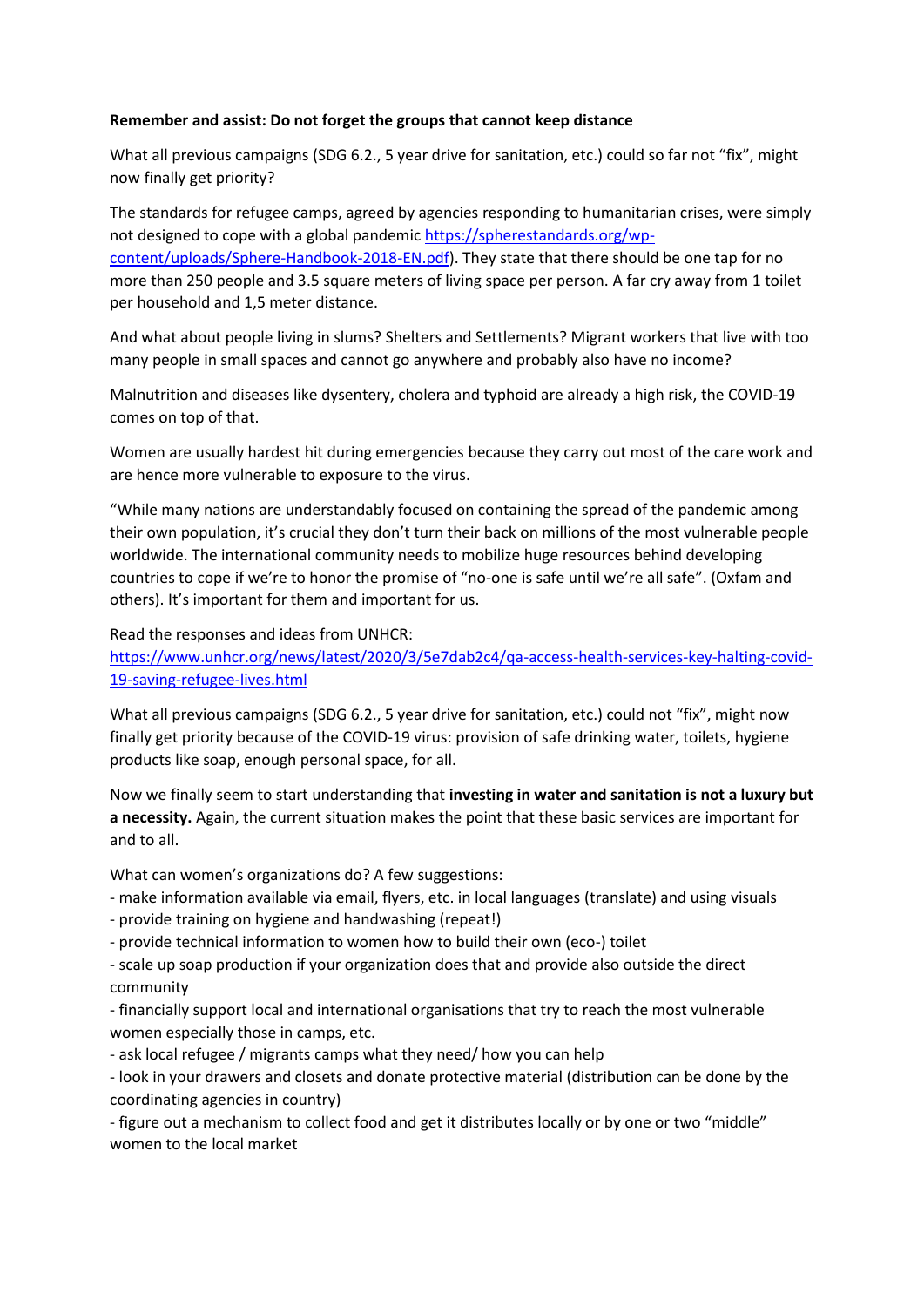**Remember and assist: Do not forget the groups that cannot keep distance**

What all previous campaigns (SDG 6.2., 5 year drive for sanitation, etc.) could so far not "fix", might now finally get priority?

The standards for refugee camps, agreed by agencies responding to humanitarian crises, were simply not designed to cope with a global pandemic [https://spherestandards.org/wp-content/uploads/Sphere-Handbook-2018-EN.pdf](https://spherestandards.org/wp-content/uploads/Sphere-Handbook-2018-EN.pdf)). They state that there should be one tap for no more than 250 people and 3.5 square meters of living space per person. A far cry away from 1 toilet per household and 1,5 meter distance.

And what about people living in slums? Shelters and Settlements? Migrant workers that live with too many people in small spaces and cannot go anywhere and probably also have no income?

Malnutrition and diseases like dysentery, cholera and typhoid are already a high risk, the COVID-19 comes on top of that.

Women are usually hardest hit during emergencies because they carry out most of the care work and are hence more vulnerable to exposure to the virus.

"While many nations are understandably focused on containing the spread of the pandemic among their own population, it's crucial they don't turn their back on millions of the most vulnerable people worldwide. The international community needs to mobilize huge resources behind developing countries to cope if we're to honor the promise of "no-one is safe until we're all safe". (Oxfam and others). It's important for them and important for us.

Read the responses and ideas from UNHCR:
[https://www.unhcr.org/news/latest/2020/3/5e7dab2c4/qa-access-health-services-key-halting-covid-19-saving-refugee-lives.html](https://www.unhcr.org/news/latest/2020/3/5e7dab2c4/qa-access-health-services-key-halting-covid-19-saving-refugee-lives.html)

What all previous campaigns (SDG 6.2., 5 year drive for sanitation, etc.) could not "fix", might now finally get priority because of the COVID-19 virus: provision of safe drinking water, toilets, hygiene products like soap, enough personal space, for all.

Now we finally seem to start understanding that **investing in water and sanitation is not a luxury but a necessity.** Again, the current situation makes the point that these basic services are important for and to all.

What can women's organizations do? A few suggestions:

- make information available via email, flyers, etc. in local languages (translate) and using visuals
- provide training on hygiene and handwashing (repeat!)
- provide technical information to women how to build their own (eco-) toilet
- scale up soap production if your organization does that and provide also outside the direct community
- financially support local and international organisations that try to reach the most vulnerable women especially those in camps, etc.
- ask local refugee / migrants camps what they need/ how you can help
- look in your drawers and closets and donate protective material (distribution can be done by the coordinating agencies in country)
- figure out a mechanism to collect food and get it distributes locally or by one or two "middle" women to the local market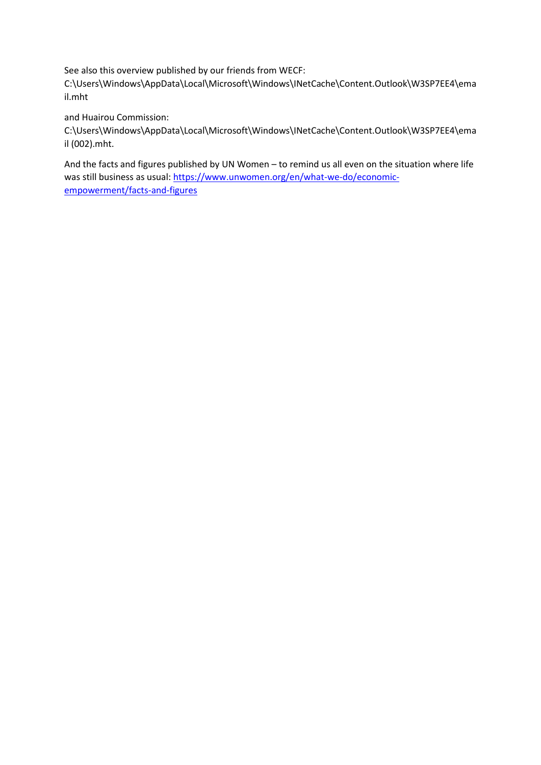See also this overview published by our friends from WECF:
C:\Users\Windows\AppData\Local\Microsoft\Windows\INetCache\Content.Outlook\W3SP7EE4\email.mht

and Huairou Commission:
C:\Users\Windows\AppData\Local\Microsoft\Windows\INetCache\Content.Outlook\W3SP7EE4\email (002).mht.

And the facts and figures published by UN Women – to remind us all even on the situation where life was still business as usual: [https://www.unwomen.org/en/what-we-do/economic-empowerment/facts-and-figures](https://www.unwomen.org/en/what-we-do/economic-empowerment/facts-and-figures)